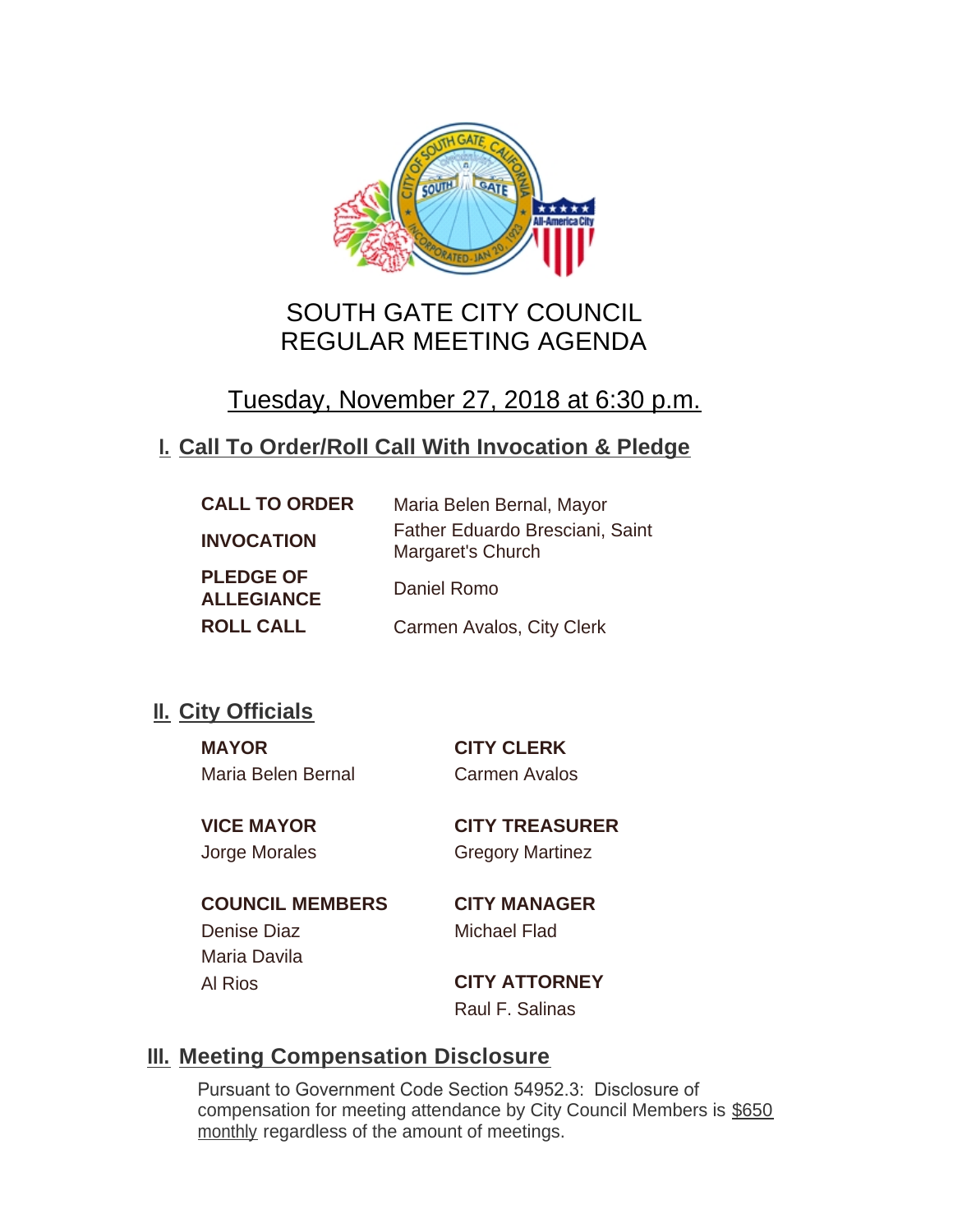# SOUTH GATE CITY COUNCIL
# REGULAR MEETING AGENDA

## Tuesday, November 27, 2018 at 6:30 p.m.

## I. Call To Order/Roll Call With Invocation & Pledge

| | |
|---|---|
| **CALL TO ORDER** | Maria Belen Bernal, Mayor |
| **INVOCATION** | Father Eduardo Bresciani, Saint Margaret's Church |
| **PLEDGE OF ALLEGIANCE** | Daniel Romo |
| **ROLL CALL** | Carmen Avalos, City Clerk |

## II. City Officials

**MAYOR**
Maria Belen Bernal

**VICE MAYOR**
Jorge Morales

**COUNCIL MEMBERS**
Denise Diaz
Maria Davila
Al Rios

**CITY CLERK**
Carmen Avalos

**CITY TREASURER**
Gregory Martinez

**CITY MANAGER**
Michael Flad

**CITY ATTORNEY**
Raul F. Salinas

## III. Meeting Compensation Disclosure

Pursuant to Government Code Section 54952.3: Disclosure of compensation for meeting attendance by City Council Members is $650 monthly regardless of the amount of meetings.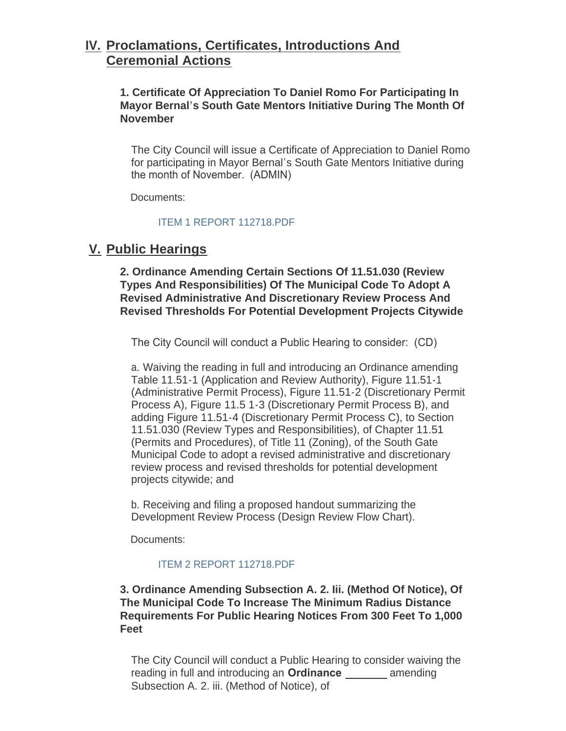## IV. Proclamations, Certificates, Introductions And Ceremonial Actions

### 1. Certificate Of Appreciation To Daniel Romo For Participating In Mayor Bernal's South Gate Mentors Initiative During The Month Of November

The City Council will issue a Certificate of Appreciation to Daniel Romo for participating in Mayor Bernal's South Gate Mentors Initiative during the month of November. (ADMIN)

Documents:

ITEM 1 REPORT 112718.PDF

## V. Public Hearings

### 2. Ordinance Amending Certain Sections Of 11.51.030 (Review Types And Responsibilities) Of The Municipal Code To Adopt A Revised Administrative And Discretionary Review Process And Revised Thresholds For Potential Development Projects Citywide

The City Council will conduct a Public Hearing to consider: (CD)

a. Waiving the reading in full and introducing an Ordinance amending Table 11.51-1 (Application and Review Authority), Figure 11.51-1 (Administrative Permit Process), Figure 11.51-2 (Discretionary Permit Process A), Figure 11.5 1-3 (Discretionary Permit Process B), and adding Figure 11.51-4 (Discretionary Permit Process C), to Section 11.51.030 (Review Types and Responsibilities), of Chapter 11.51 (Permits and Procedures), of Title 11 (Zoning), of the South Gate Municipal Code to adopt a revised administrative and discretionary review process and revised thresholds for potential development projects citywide; and

b. Receiving and filing a proposed handout summarizing the Development Review Process (Design Review Flow Chart).

Documents:

ITEM 2 REPORT 112718.PDF

### 3. Ordinance Amending Subsection A. 2. Iii. (Method Of Notice), Of The Municipal Code To Increase The Minimum Radius Distance Requirements For Public Hearing Notices From 300 Feet To 1,000 Feet

The City Council will conduct a Public Hearing to consider waiving the reading in full and introducing an **Ordinance** _______ amending Subsection A. 2. iii. (Method of Notice), of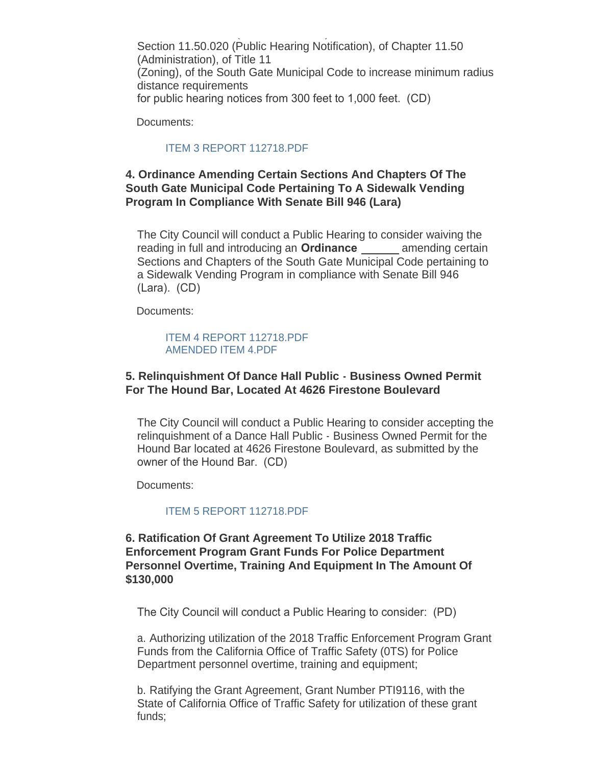Section 11.50.020 (Public Hearing Notification), of Chapter 11.50 (Administration), of Title 11 (Zoning), of the South Gate Municipal Code to increase minimum radius distance requirements for public hearing notices from 300 feet to 1,000 feet. (CD)

Documents:

ITEM 3 REPORT 112718.PDF

**4. Ordinance Amending Certain Sections And Chapters Of The South Gate Municipal Code Pertaining To A Sidewalk Vending Program In Compliance With Senate Bill 946 (Lara)**

The City Council will conduct a Public Hearing to consider waiving the reading in full and introducing an **Ordinance** ______ amending certain Sections and Chapters of the South Gate Municipal Code pertaining to a Sidewalk Vending Program in compliance with Senate Bill 946 (Lara). (CD)

Documents:

ITEM 4 REPORT 112718.PDF
AMENDED ITEM 4.PDF

**5. Relinquishment Of Dance Hall Public - Business Owned Permit For The Hound Bar, Located At 4626 Firestone Boulevard**

The City Council will conduct a Public Hearing to consider accepting the relinquishment of a Dance Hall Public - Business Owned Permit for the Hound Bar located at 4626 Firestone Boulevard, as submitted by the owner of the Hound Bar. (CD)

Documents:

ITEM 5 REPORT 112718.PDF

**6. Ratification Of Grant Agreement To Utilize 2018 Traffic Enforcement Program Grant Funds For Police Department Personnel Overtime, Training And Equipment In The Amount Of $130,000**

The City Council will conduct a Public Hearing to consider: (PD)

a. Authorizing utilization of the 2018 Traffic Enforcement Program Grant Funds from the California Office of Traffic Safety (0TS) for Police Department personnel overtime, training and equipment;

b. Ratifying the Grant Agreement, Grant Number PTI9116, with the State of California Office of Traffic Safety for utilization of these grant funds;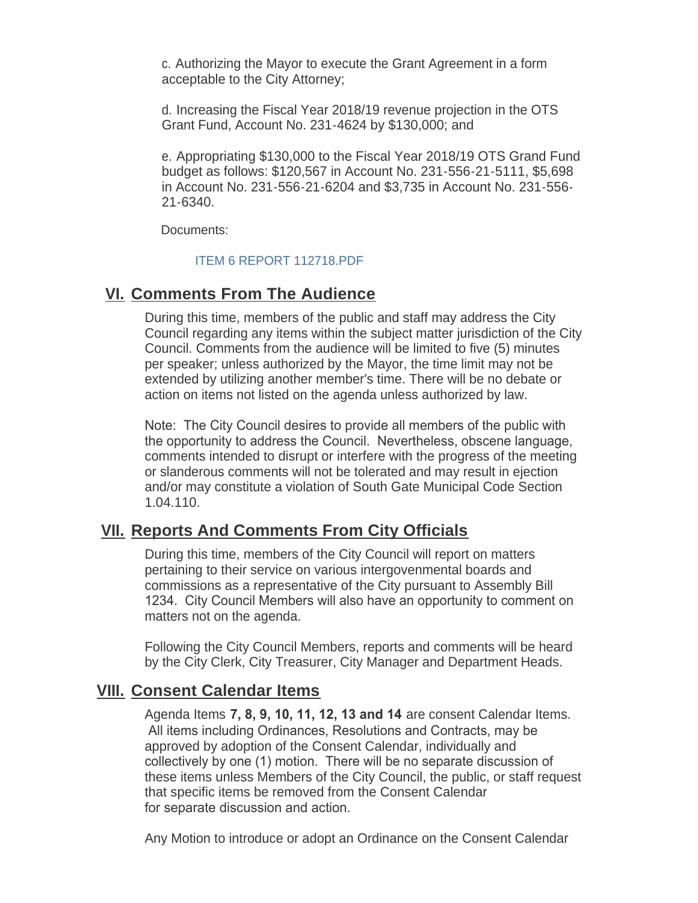c. Authorizing the Mayor to execute the Grant Agreement in a form acceptable to the City Attorney;

d. Increasing the Fiscal Year 2018/19 revenue projection in the OTS Grant Fund, Account No. 231-4624 by $130,000; and

e. Appropriating $130,000 to the Fiscal Year 2018/19 OTS Grand Fund budget as follows: $120,567 in Account No. 231-556-21-5111, $5,698 in Account No. 231-556-21-6204 and $3,735 in Account No. 231-556-21-6340.

Documents:

ITEM 6 REPORT 112718.PDF

## VI. Comments From The Audience

During this time, members of the public and staff may address the City Council regarding any items within the subject matter jurisdiction of the City Council. Comments from the audience will be limited to five (5) minutes per speaker; unless authorized by the Mayor, the time limit may not be extended by utilizing another member's time. There will be no debate or action on items not listed on the agenda unless authorized by law.

Note: The City Council desires to provide all members of the public with the opportunity to address the Council. Nevertheless, obscene language, comments intended to disrupt or interfere with the progress of the meeting or slanderous comments will not be tolerated and may result in ejection and/or may constitute a violation of South Gate Municipal Code Section 1.04.110.

## VII. Reports And Comments From City Officials

During this time, members of the City Council will report on matters pertaining to their service on various intergovenmental boards and commissions as a representative of the City pursuant to Assembly Bill 1234. City Council Members will also have an opportunity to comment on matters not on the agenda.

Following the City Council Members, reports and comments will be heard by the City Clerk, City Treasurer, City Manager and Department Heads.

## VIII. Consent Calendar Items

Agenda Items **7, 8, 9, 10, 11, 12, 13 and 14** are consent Calendar Items. All items including Ordinances, Resolutions and Contracts, may be approved by adoption of the Consent Calendar, individually and collectively by one (1) motion. There will be no separate discussion of these items unless Members of the City Council, the public, or staff request that specific items be removed from the Consent Calendar for separate discussion and action.

Any Motion to introduce or adopt an Ordinance on the Consent Calendar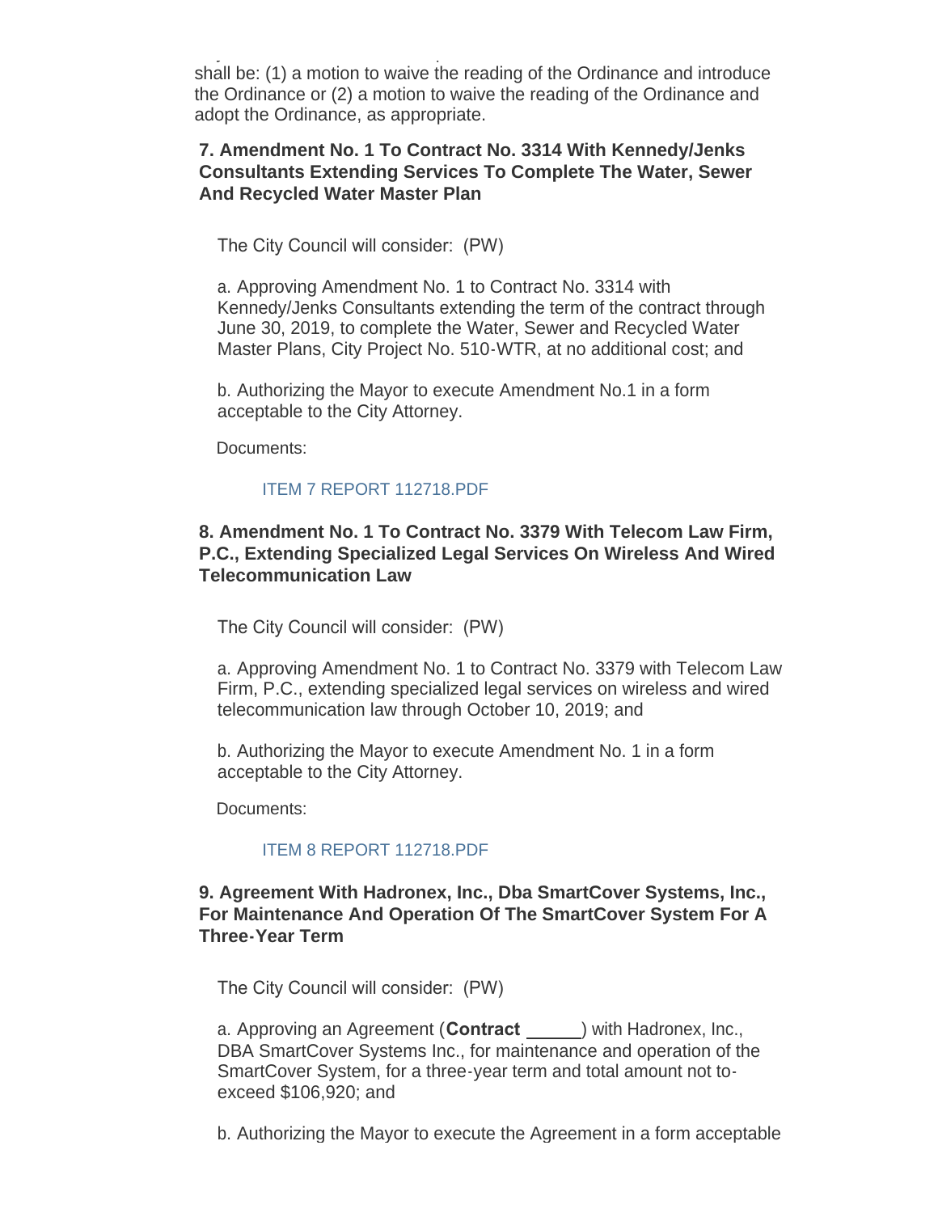shall be: (1) a motion to waive the reading of the Ordinance and introduce the Ordinance or (2) a motion to waive the reading of the Ordinance and adopt the Ordinance, as appropriate.

### 7. Amendment No. 1 To Contract No. 3314 With Kennedy/Jenks Consultants Extending Services To Complete The Water, Sewer And Recycled Water Master Plan

The City Council will consider: (PW)

a. Approving Amendment No. 1 to Contract No. 3314 with Kennedy/Jenks Consultants extending the term of the contract through June 30, 2019, to complete the Water, Sewer and Recycled Water Master Plans, City Project No. 510-WTR, at no additional cost; and

b. Authorizing the Mayor to execute Amendment No.1 in a form acceptable to the City Attorney.

Documents:

ITEM 7 REPORT 112718.PDF

### 8. Amendment No. 1 To Contract No. 3379 With Telecom Law Firm, P.C., Extending Specialized Legal Services On Wireless And Wired Telecommunication Law

The City Council will consider: (PW)

a. Approving Amendment No. 1 to Contract No. 3379 with Telecom Law Firm, P.C., extending specialized legal services on wireless and wired telecommunication law through October 10, 2019; and

b. Authorizing the Mayor to execute Amendment No. 1 in a form acceptable to the City Attorney.

Documents:

ITEM 8 REPORT 112718.PDF

### 9. Agreement With Hadronex, Inc., Dba SmartCover Systems, Inc., For Maintenance And Operation Of The SmartCover System For A Three-Year Term

The City Council will consider: (PW)

a. Approving an Agreement (**Contract _____**) with Hadronex, Inc., DBA SmartCover Systems Inc., for maintenance and operation of the SmartCover System, for a three-year term and total amount not to-exceed $106,920; and

b. Authorizing the Mayor to execute the Agreement in a form acceptable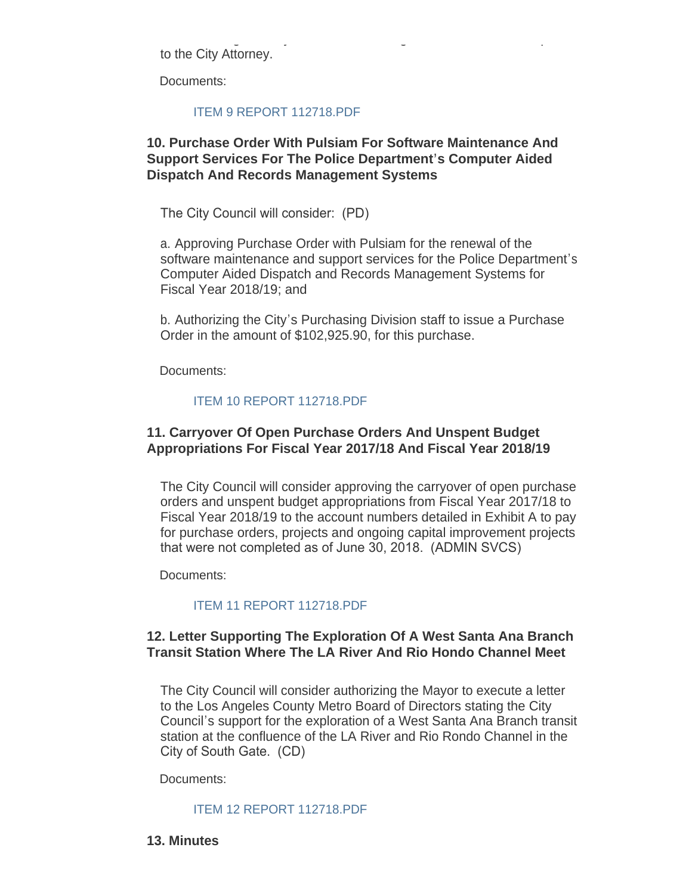to the City Attorney.

Documents:

ITEM 9 REPORT 112718.PDF

### 10. Purchase Order With Pulsiam For Software Maintenance And Support Services For The Police Department's Computer Aided Dispatch And Records Management Systems

The City Council will consider: (PD)

a. Approving Purchase Order with Pulsiam for the renewal of the software maintenance and support services for the Police Department's Computer Aided Dispatch and Records Management Systems for Fiscal Year 2018/19; and

b. Authorizing the City's Purchasing Division staff to issue a Purchase Order in the amount of $102,925.90, for this purchase.

Documents:

ITEM 10 REPORT 112718.PDF

### 11. Carryover Of Open Purchase Orders And Unspent Budget Appropriations For Fiscal Year 2017/18 And Fiscal Year 2018/19

The City Council will consider approving the carryover of open purchase orders and unspent budget appropriations from Fiscal Year 2017/18 to Fiscal Year 2018/19 to the account numbers detailed in Exhibit A to pay for purchase orders, projects and ongoing capital improvement projects that were not completed as of June 30, 2018. (ADMIN SVCS)

Documents:

ITEM 11 REPORT 112718.PDF

### 12. Letter Supporting The Exploration Of A West Santa Ana Branch Transit Station Where The LA River And Rio Hondo Channel Meet

The City Council will consider authorizing the Mayor to execute a letter to the Los Angeles County Metro Board of Directors stating the City Council's support for the exploration of a West Santa Ana Branch transit station at the confluence of the LA River and Rio Rondo Channel in the City of South Gate. (CD)

Documents:

ITEM 12 REPORT 112718.PDF

### 13. Minutes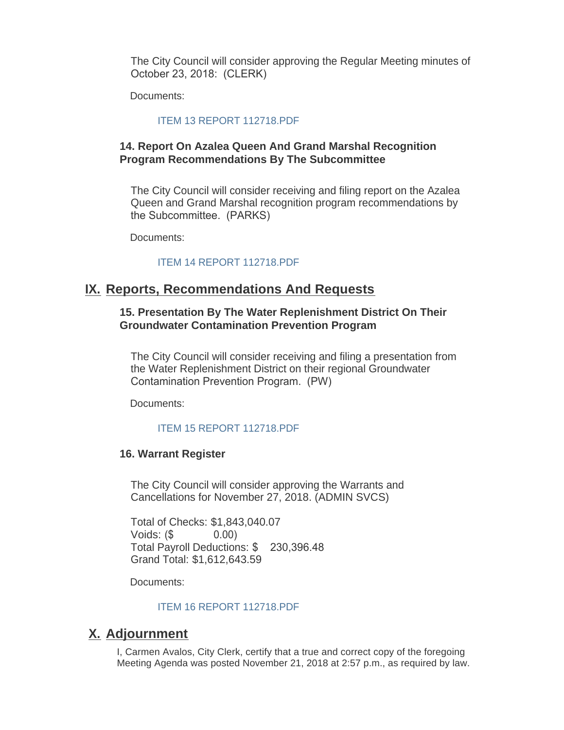The City Council will consider approving the Regular Meeting minutes of October 23, 2018: (CLERK)

Documents:

ITEM 13 REPORT 112718.PDF

### 14. Report On Azalea Queen And Grand Marshal Recognition Program Recommendations By The Subcommittee

The City Council will consider receiving and filing report on the Azalea Queen and Grand Marshal recognition program recommendations by the Subcommittee. (PARKS)

Documents:

ITEM 14 REPORT 112718.PDF

## IX. Reports, Recommendations And Requests

### 15. Presentation By The Water Replenishment District On Their Groundwater Contamination Prevention Program

The City Council will consider receiving and filing a presentation from the Water Replenishment District on their regional Groundwater Contamination Prevention Program. (PW)

Documents:

ITEM 15 REPORT 112718.PDF

### 16. Warrant Register

The City Council will consider approving the Warrants and Cancellations for November 27, 2018. (ADMIN SVCS)

Total of Checks: $1,843,040.07
Voids: ($ 0.00)
Total Payroll Deductions: $ 230,396.48
Grand Total: $1,612,643.59

Documents:

ITEM 16 REPORT 112718.PDF

## X. Adjournment

I, Carmen Avalos, City Clerk, certify that a true and correct copy of the foregoing Meeting Agenda was posted November 21, 2018 at 2:57 p.m., as required by law.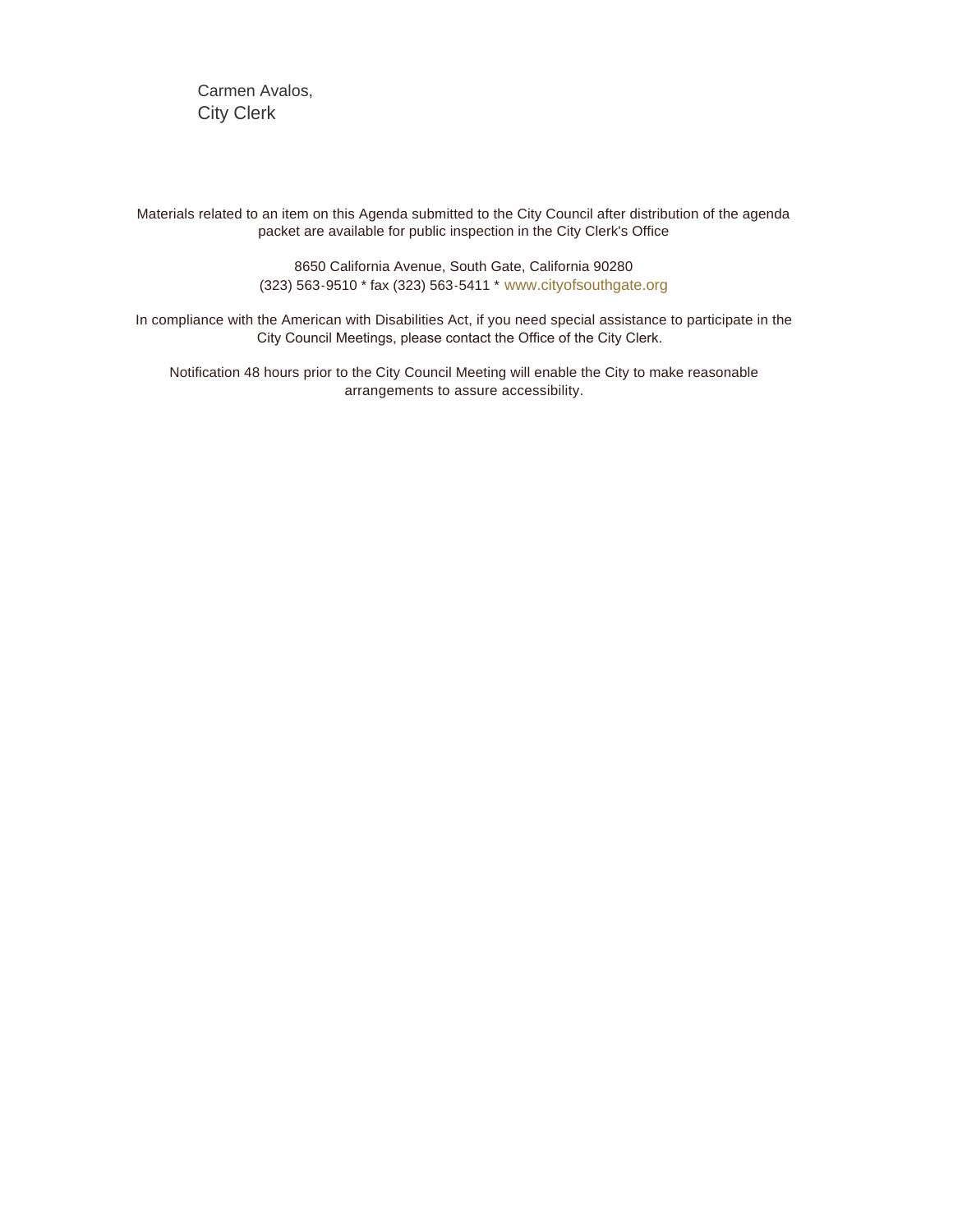Carmen Avalos,
City Clerk

Materials related to an item on this Agenda submitted to the City Council after distribution of the agenda packet are available for public inspection in the City Clerk's Office

8650 California Avenue, South Gate, California 90280
(323) 563-9510 * fax (323) 563-5411 * www.cityofsouthgate.org

In compliance with the American with Disabilities Act, if you need special assistance to participate in the City Council Meetings, please contact the Office of the City Clerk.

Notification 48 hours prior to the City Council Meeting will enable the City to make reasonable arrangements to assure accessibility.